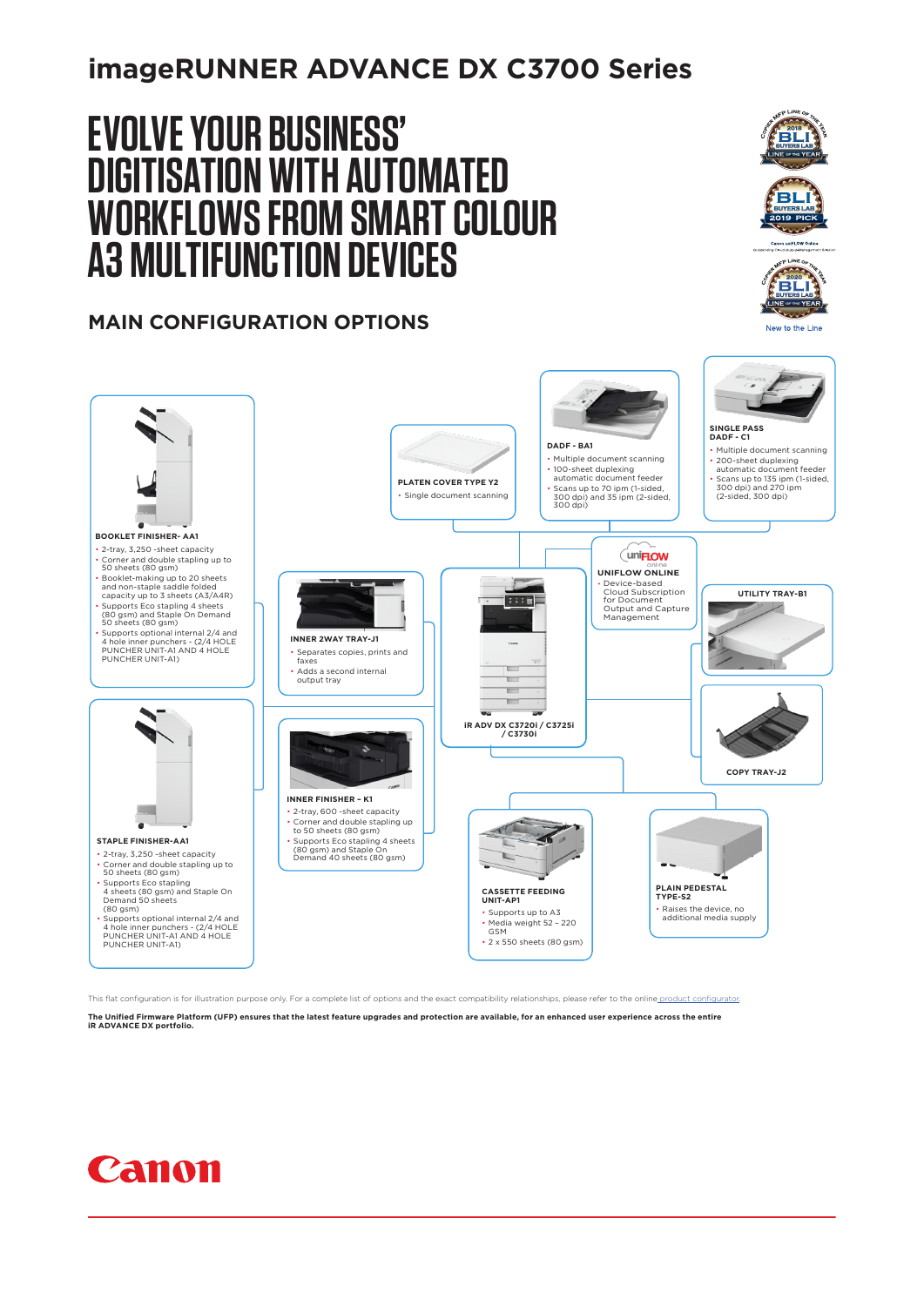# imageRUNNER ADVANCE DX C3700 Series

## EVOLVE YOUR BUSINESS' DIGITISATION WITH AUTOMATED WORKFLOWS FROM SMART COLOUR A3 MULTIFUNCTION DEVICES

## MAIN CONFIGURATION OPTIONS

**BOOKLET FINISHER- AA1**

- 2-tray, 3,250 -sheet capacity
- Corner and double stapling up to 50 sheets (80 gsm)
- Booklet-making up to 20 sheets and non-staple saddle folded capacity up to 3 sheets (A3/A4R)
- Supports Eco stapling 4 sheets (80 gsm) and Staple On Demand 50 sheets (80 gsm)
- Supports optional internal 2/4 and 4 hole inner punchers - (2/4 HOLE PUNCHER UNIT-A1 AND 4 HOLE PUNCHER UNIT-A1)

**PLATEN COVER TYPE Y2**

- Single document scanning

**DADF - BA1**

- Multiple document scanning
- 100-sheet duplexing automatic document feeder
- Scans up to 70 ipm (1-sided, 300 dpi) and 35 ipm (2-sided, 300 dpi)

**SINGLE PASS DADF - C1**

- Multiple document scanning
- 200-sheet duplexing automatic document feeder
- Scans up to 135 ipm (1-sided, 300 dpi) and 270 ipm (2-sided, 300 dpi)

**UNIFLOW ONLINE**

- Device-based Cloud Subscription for Document Output and Capture Management

**INNER 2WAY TRAY-J1**

- Separates copies, prints and faxes
- Adds a second internal output tray

**iR ADV DX C3720i / C3725i / C3730i**

**UTILITY TRAY-B1**

**COPY TRAY-J2**

**STAPLE FINISHER-AA1**

- 2-tray, 3,250 -sheet capacity
- Corner and double stapling up to 50 sheets (80 gsm)
- Supports Eco stapling 4 sheets (80 gsm) and Staple On Demand 50 sheets (80 gsm)
- Supports optional internal 2/4 and 4 hole inner punchers - (2/4 HOLE PUNCHER UNIT-A1 AND 4 HOLE PUNCHER UNIT-A1)

**INNER FINISHER - K1**

- 2-tray, 600 -sheet capacity
- Corner and double stapling up to 50 sheets (80 gsm)
- Supports Eco stapling 4 sheets (80 gsm) and Staple On Demand 40 sheets (80 gsm)

**CASSETTE FEEDING UNIT-AP1**

- Supports up to A3
- Media weight 52 – 220 GSM
- 2 x 550 sheets (80 gsm)

**PLAIN PEDESTAL TYPE-S2**

- Raises the device, no additional media supply

This flat configuration is for illustration purpose only. For a complete list of options and the exact compatibility relationships, please refer to the online product configurator.

**The Unified Firmware Platform (UFP) ensures that the latest feature upgrades and protection are available, for an enhanced user experience across the entire iR ADVANCE DX portfolio.**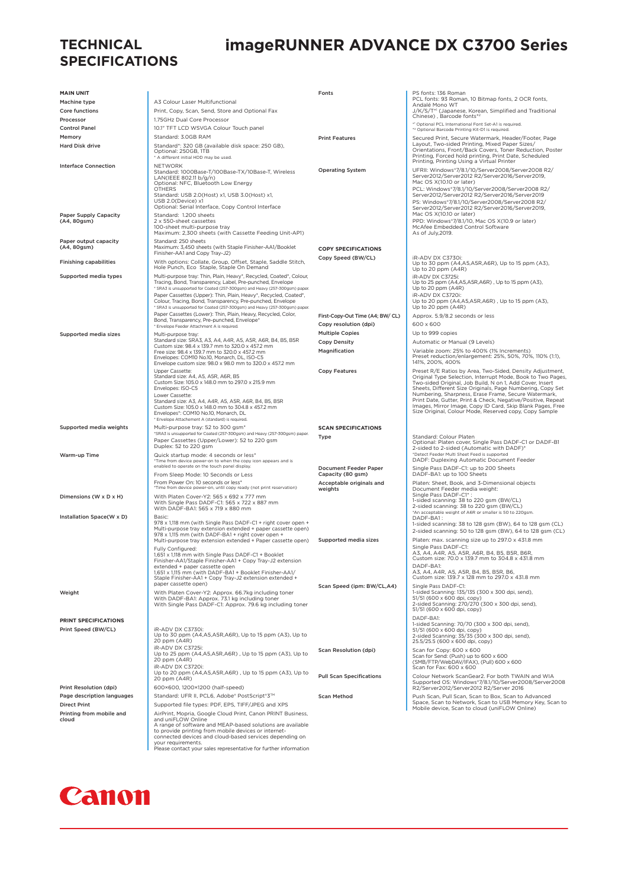# TECHNICAL SPECIFICATIONS

# imageRUNNER ADVANCE DX C3700 Series

## MAIN UNIT

| | |
|---|---|
| Machine type | A3 Colour Laser Multifunctional |
| Core functions | Print, Copy, Scan, Send, Store and Optional Fax |
| Processor | 1.75GHz Dual Core Processor |
| Control Panel | 10.1" TFT LCD WSVGA Colour Touch panel |
| Memory | Standard: 3.0GB RAM |
| Hard Disk drive | Standard*: 320 GB (available disk space: 250 GB), Optional: 250GB, 1TB<br>* A different initial HDD may be used. |
| Interface Connection | NETWORK<br>Standard: 1000Base-T/100Base-TX/10Base-T, Wireless LAN(IEEE 802.11 b/g/n)<br>Optional: NFC, Bluetooth Low Energy<br>OTHERS<br>Standard: USB 2.0(Host) x1, USB 3.0(Host) x1, USB 2.0(Device) x1<br>Optional: Serial Interface, Copy Control Interface |
| Paper Supply Capacity (A4, 80gsm) | Standard: 1,200 sheets<br>2 x 550-sheet cassettes<br>100-sheet multi-purpose tray<br>Maximum: 2,300 sheets (with Cassette Feeding Unit-AP1) |
| Paper output capacity (A4, 80gsm) | Standard: 250 sheets<br>Maximum: 3,450 sheets (with Staple Finisher-AA1/Booklet Finisher-AA1 and Copy Tray-J2) |
| Finishing capabilities | With options: Collate, Group, Offset, Staple, Saddle Stitch, Hole Punch, Eco Staple, Staple On Demand |
| Supported media types | Multi-purpose tray: Thin, Plain, Heavy*, Recycled, Coated*, Colour, Tracing, Bond, Transparency, Label, Pre-punched, Envelope<br>* SRA3 is unsupported for Coated (257-300gsm) and Heavy (257-300gsm) paper.<br>Paper Cassettes (Upper): Thin, Plain, Heavy*, Recycled, Coated*, Colour, Tracing, Bond, Transparency, Pre-punched, Envelope<br>* SRA3 is unsupported for Coated (257-300gsm) and Heavy (257-300gsm) paper.<br>Paper Cassettes (Lower): Thin, Plain, Heavy, Recycled, Color, Bond, Transparency, Pre-punched, Envelope*<br>* Envelope Feeder Attachment A is required. |
| Supported media sizes | Multi-purpose tray:<br>Standard size: SRA3, A3, A4, A4R, A5, A5R, A6R, B4, B5, B5R<br>Custom size: 98.4 x 139.7 mm to 320.0 x 457.2 mm<br>Free size: 98.4 x 139.7 mm to 320.0 x 457.2 mm<br>Envelopes: COM10 No.10, Monarch, DL, ISO-C5<br>Envelope custom size: 98.0 x 98.0 mm to 320.0 x 457.2 mm<br>Upper Cassette:<br>Standard size: A4, A5, A5R, A6R, B5<br>Custom Size: 105.0 x 148.0 mm to 297.0 x 215.9 mm<br>Envelopes: ISO-C5<br>Lower Cassette:<br>Standard size: A3, A4, A4R, A5, A5R, A6R, B4, B5, B5R<br>Custom Size: 105.0 x 148.0 mm to 304.8 x 457.2 mm<br>Envelopes*: COM10 No.10, Monarch, DL<br>* Envelope Attachement A (standard) is required. |
| Supported media weights | Multi-purpose tray: 52 to 300 gsm*<br>*SRA3 is unsupported for Coated (257-300gsm) and Heavy (257-300gsm) paper.<br>Paper Cassettes (Upper/Lower): 52 to 220 gsm<br>Duplex: 52 to 220 gsm |
| Warm-up Time | Quick startup mode: 4 seconds or less*<br>*Time from device power-on to when the copy icon appears and is enabled to operate on the touch panel display.<br>From Sleep Mode: 10 Seconds or Less<br>From Power On: 10 seconds or less*<br>*Time from device power-on, until copy ready (not print reservation) |
| Dimensions (W x D x H) | With Platen Cover-Y2: 565 x 692 x 777 mm<br>With Single Pass DADF-C1: 565 x 722 x 887 mm<br>With DADF-BA1: 565 x 719 x 880 mm |
| Installation Space(W x D) | Basic:<br>978 x 1,118 mm (with Single Pass DADF-C1 + right cover open + Multi-purpose tray extension extended + paper cassette open)<br>978 x 1,115 mm (with DADF-BA1 + right cover open + Multi-purpose tray extension extended + Paper cassette open)<br>Fully Configured:<br>1,651 x 1,118 mm with Single Pass DADF-C1 + Booklet Finisher-AA1/Staple Finisher-AA1 + Copy Tray-J2 extension extended + paper cassette open<br>1,651 x 1,115 mm (with DADF-BA1 + Booklet Finisher-AA1/ Staple Finisher-AA1 + Copy Tray-J2 extension extended + paper cassette open) |
| Weight | With Platen Cover-Y2: Approx. 66.7kg including toner<br>With DADF-BA1: Approx. 73.1 kg including toner<br>With Single Pass DADF-C1: Approx. 79.6 kg including toner |

## PRINT SPECIFICATIONS

| | |
|---|---|
| Print Speed (BW/CL) | iR-ADV DX C3730i:<br>Up to 30 ppm (A4,A5,A5R,A6R), Up to 15 ppm (A3), Up to 20 ppm (A4R)<br>iR-ADV DX C3725i:<br>Up to 25 ppm (A4,A5,A5R,A6R) , Up to 15 ppm (A3), Up to 20 ppm (A4R)<br>iR-ADV DX C3720i:<br>Up to 20 ppm (A4,A5,A5R,A6R) , Up to 15 ppm (A3), Up to 20 ppm (A4R) |
| Print Resolution (dpi) | 600×600, 1200×1200 (half-speed) |
| Page description languages | Standard: UFR II, PCL6, Adobe® PostScript®3™ |
| Direct Print | Supported file types: PDF, EPS, TIFF/JPEG and XPS |
| Printing from mobile and cloud | AirPrint, Mopria, Google Cloud Print, Canon PRINT Business, and uniFLOW Online<br>A range of software and MEAP-based solutions are available to provide printing from mobile devices or internet-connected devices and cloud-based services depending on your requirements.<br>Please contact your sales representative for further information |
| Fonts | PS fonts: 136 Roman<br>PCL fonts: 93 Roman, 10 Bitmap fonts, 2 OCR fonts, Andalé Mono WT<br>J/K/S/T*1 (Japanese, Korean, Simplified and Traditional Chinese) , Barcode fonts*2<br>*1 Optional PCL International Font Set-A1 is required.<br>*2 Optional Barcode Printing Kit-D1 is required. |
| Print Features | Secured Print, Secure Watermark, Header/Footer, Page Layout, Two-sided Printing, Mixed Paper Sizes/ Orientations, Front/Back Covers, Toner Reduction, Poster Printing, Forced hold printing, Print Date, Scheduled Printing, Printing Using a Virtual Printer |
| Operating System | UFRII: Windows®7/8.1/10/Server2008/Server2008 R2/ Server2012/Server2012 R2/Server2016/Server2019, Mac OS X(10.10 or later)<br>PCL: Windows®7/8.1/10/Server2008/Server2008 R2/ Server2012/Server2012 R2/Server2016/Server2019<br>PS: Windows®7/8.1/10/Server2008/Server2008 R2/ Server2012/Server2012 R2/Server2016/Server2019, Mac OS X(10.10 or later)<br>PPD: Windows®7/8.1/10, Mac OS X(10.9 or later)<br>McAfee Embedded Control Software<br>As of July,2019. |

## COPY SPECIFICATIONS

| | |
|---|---|
| Copy Speed (BW/CL) | iR-ADV DX C3730i:<br>Up to 30 ppm (A4,A5,A5R,A6R), Up to 15 ppm (A3), Up to 20 ppm (A4R)<br>iR-ADV DX C3725i:<br>Up to 25 ppm (A4,A5,A5R,A6R) , Up to 15 ppm (A3), Up to 20 ppm (A4R)<br>iR-ADV DX C3720i:<br>Up to 20 ppm (A4,A5,A5R,A6R) , Up to 15 ppm (A3), Up to 20 ppm (A4R) |
| First-Copy-Out Time (A4; BW/ CL) | Approx. 5.9/8.2 seconds or less |
| Copy resolution (dpi) | 600 x 600 |
| Multiple Copies | Up to 999 copies |
| Copy Density | Automatic or Manual (9 Levels) |
| Magnification | Variable zoom: 25% to 400% (1% Increments)<br>Preset reduction/enlargement: 25%, 50%, 70%, 110% (1:1), 141%, 200%, 400% |
| Copy Features | Preset R/E Ratios by Area, Two-Sided, Density Adjustment, Original Type Selection, Interrupt Mode, Book to Two Pages, Two-sided Original, Job Build, N on 1, Add Cover, Insert Sheets, Different Size Originals, Page Numbering, Copy Set Numbering, Sharpness, Erase Frame, Secure Watermark, Print Date, Gutter, Print & Check, Negative/Positive, Repeat Images, Mirror Image, Copy ID Card, Skip Blank Pages, Free Size Original, Colour Mode, Reserved copy, Copy Sample |

## SCAN SPECIFICATIONS

| | |
|---|---|
| Type | Standard: Colour Platen<br>Optional: Platen cover, Single Pass DADF-C1 or DADF-B1<br>2-sided to 2-sided (Automatic with DADF)*<br>*Detect Feeder Multi Sheet Feed is supported<br>DADF: Duplexing Automatic Document Feeder |
| Document Feeder Paper Capacity (80 gsm) | Single Pass DADF-C1: up to 200 Sheets<br>DADF-BA1: up to 100 Sheets |
| Acceptable originals and weights | Platen: Sheet, Book, and 3-Dimensional objects<br>Document Feeder media weight:<br>Single Pass DADF-C1* :<br>1-sided scanning: 38 to 220 gsm (BW/CL)<br>2-sided scanning: 38 to 220 gsm (BW/CL)<br>*An acceptable weight of A6R or smaller is 50 to 220gsm.<br>DADF-BA1 :<br>1-sided scanning: 38 to 128 gsm (BW), 64 to 128 gsm (CL)<br>2-sided scanning: 50 to 128 gsm (BW), 64 to 128 gsm (CL) |
| Supported media sizes | Platen: max. scanning size up to 297.0 x 431.8 mm<br>Single Pass DADF-C1:<br>A3, A4, A4R, A5, A5R, A6R, B4, B5, B5R, B6R,<br>Custom size: 70.0 x 139.7 mm to 304.8 x 431.8 mm<br>DADF-BA1:<br>A3, A4, A4R, A5, A5R, B4, B5, B5R, B6,<br>Custom size: 139.7 x 128 mm to 297.0 x 431.8 mm |
| Scan Speed (ipm: BW/CL,A4) | Single Pass DADF-C1:<br>1-sided Scanning: 135/135 (300 x 300 dpi, send), 51/51 (600 x 600 dpi, copy)<br>2-sided Scanning: 270/270 (300 x 300 dpi, send), 51/51 (600 x 600 dpi, copy)<br>DADF-BA1:<br>1-sided Scanning: 70/70 (300 x 300 dpi, send), 51/51 (600 x 600 dpi, copy)<br>2-sided Scanning: 35/35 (300 x 300 dpi, send), 25.5/25.5 (600 x 600 dpi, copy) |
| Scan Resolution (dpi) | Scan for Copy: 600 x 600<br>Scan for Send: (Push) up to 600 x 600<br>(SMB/FTP/WebDAV/IFAX), (Pull) 600 x 600<br>Scan for Fax: 600 x 600 |
| Pull Scan Specifications | Colour Network ScanGear2. For both TWAIN and WIA<br>Supported OS: Windows®7/8.1/10/Server2008/Server2008 R2/Server2012/Server2012 R2/Server 2016 |
| Scan Method | Push Scan, Pull Scan, Scan to Box, Scan to Advanced Space, Scan to Network, Scan to USB Memory Key, Scan to Mobile device, Scan to cloud (uniFLOW Online) |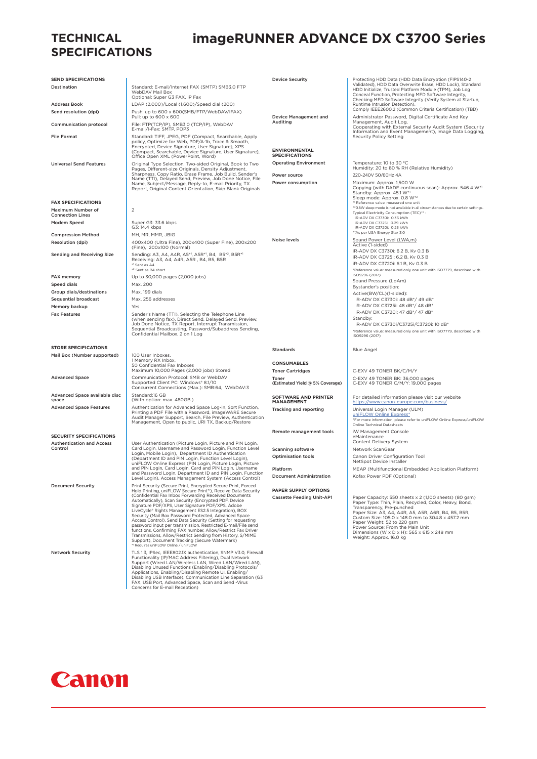# TECHNICAL SPECIFICATIONS

# imageRUNNER ADVANCE DX C3700 Series

## SEND SPECIFICATIONS

| | |
|---|---|
| Destination | Standard: E-mail/Internet FAX (SMTP) SMB3.0 FTP WebDAV Mail Box<br>Optional: Super G3 FAX, IP Fax |
| Address Book | LDAP (2,000)/Local (1,600)/Speed dial (200) |
| Send resolution (dpi) | Push: up to 600 x 600(SMB/FTP/WebDAV/IFAX)<br>Pull: up to 600 x 600 |
| Communication protocol | File: FTP(TCP/IP), SMB3.0 (TCP/IP), WebDAV<br>E-mail/I-Fax: SMTP, POP3 |
| File Format | Standard: TIFF, JPEG, PDF (Compact, Searchable, Apply policy, Optimize for Web, PDF/A-1b, Trace & Smooth, Encrypted, Device Signature, User Signature), XPS (Compact, Searchable, Device Signature, User Signature), Office Open XML (PowerPoint, Word) |
| Universal Send Features | Original Type Selection, Two-sided Original, Book to Two Pages, Different-size Originals, Density Adjustment, Sharpness, Copy Ratio, Erase Frame, Job Build, Sender's Name (TTI), Delayed Send, Preview, Job Done Notice, File Name, Subject/Message, Reply-to, E-mail Priority, TX Report, Original Content Orientation, Skip Blank Originals |

## FAX SPECIFICATIONS

| | |
|---|---|
| Maximum Number of Connection Lines | 2 |
| Modem Speed | Super G3: 33.6 kbps<br>G3: 14.4 kbps |
| Compression Method | MH, MR, MMR, JBIG |
| Resolution (dpi) | 400x400 (Ultra Fine), 200x400 (Super Fine), 200x200 (Fine), 200x100 (Normal) |
| Sending and Receiving Size | Sending: A3, A4, A4R, A5*1, A5R*1, B4, B5*2, B5R*1<br>Receiving: A3, A4, A4R, A5R , B4, B5, B5R<br>*1 Sent as A4<br>*2 Sent as B4 short |
| FAX memory | Up to 30,000 pages (2,000 jobs) |
| Speed dials | Max. 200 |
| Group dials/destinations | Max. 199 dials |
| Sequential broadcast | Max. 256 addresses |
| Memory backup | Yes |
| Fax Features | Sender's Name (TTI), Selecting the Telephone Line (when sending fax), Direct Send, Delayed Send, Preview, Job Done Notice, TX Report, Interrupt Transmission, Sequential Broadcasting, Password/Subaddress Sending, Confidential Mailbox, 2 on 1 Log |

## STORE SPECIFICATIONS

| | |
|---|---|
| Mail Box (Number supported) | 100 User Inboxes,<br>1 Memory RX Inbox,<br>50 Confidential Fax Inboxes<br>Maximum 10,000 Pages (2,000 jobs) Stored |
| Advanced Space | Communication Protocol: SMB or WebDAV<br>Supported Client PC: Windows® 8.1/10<br>Concurrent Connections (Max.): SMB:64, WebDAV:3 |
| Advanced Space available disc space | Standard:16 GB<br>(With option: max. 480GB.) |
| Advanced Space Features | Authentication for Advanced Space Log-in, Sort Function, Printing a PDF File with a Password, imageWARE Secure Audit Manager Support, Search, File Preview, Authentication Management, Open to public, URI TX, Backup/Restore |

## SECURITY SPECIFICATIONS

| | |
|---|---|
| Authentication and Access Control | User Authentication (Picture Login, Picture and PIN Login, Card Login, Username and Password Login, Function Level Login, Mobile Login), Department ID Authentication (Department ID and PIN Login, Function Level Login), uniFLOW Online Express (PIN Login, Picture Login, Picture and PIN Login, Card Login, Card and PIN Login, Username and Password Login, Department ID and PIN Login, Function Level Login), Access Management System (Access Control) |
| Document Security | Print Security (Secure Print, Encrypted Secure Print, Forced Hold Printing, uniFLOW Secure Print*1), Receive Data Security (Confidential Fax Inbox Forwarding Received Documents Automatically), Scan Security (Encrypted PDF, Device Signature PDF/XPS, User Signature PDF/XPS, Adobe LiveCycle® Rights Management ES2.5 Integration), BOX Security (Mail Box Password Protected, Advanced Space Access Control), Send Data Security (Setting for requesting password input per transmission, Restricted E-mail/File send functions, Confirming FAX number, Allow/Restrict Fax Driver Transmissions, Allow/Restrict Sending from History, S/MIME Support), Document Tracking (Secure Watermark)<br>*1 Requires uniFLOW Online / uniFLOW |
| Network Security | TLS 1.3, IPSec, IEEE802.1X authentication, SNMP V3.0, Firewall Functionality (IP/MAC Address Filtering), Dual Network Support (Wired LAN/Wireless LAN, Wired LAN/Wired LAN), Disabling Unused Functions (Enabling/Disabling Protocols/Applications, Enabling/Disabling Remote UI, Enabling/Disabling USB Interface), Communication Line Separation (G3 FAX, USB Port, Advanced Space, Scan and Send -Virus Concerns for E-mail Reception) |
| Device Security | Protecting HDD Data (HDD Data Encryption (FIPS140-2 Validated), HDD Data Overwrite Erase, HDD Lock), Standard HDD Data Initialize, Trusted Platform Module (TPM), Job Log Conceal Function, Protecting MFD Software Integrity, Checking MFD Software Integrity (Verify System at Startup, Runtime Intrusion Detection),<br>Comply IEEE2600.2 (Common Criteria Certification) (TBD) |
| Device Management and Auditing | Administrator Password, Digital Certificate And Key Management, Audit Log,<br>Cooperating with External Security Audit System (Security Information and Event Management), Image Data Logging, Security Policy Setting |

## ENVIRONMENTAL SPECIFICATIONS

| | |
|---|---|
| Operating Environment | Temperature: 10 to 30 °C<br>Humidity: 20 to 80 % RH (Relative Humidity) |
| Power source | 220-240V 50/60Hz 4A |
| Power consumption | Maximum: Approx. 1,500 W<br>Copying (with DADF continuous scan): Approx. 546.4 W*1<br>Standby: Approx. 45.1 W*1<br>Sleep mode: Approx. 0.8 W*2<br>*1 Reference value: measured one unit<br>*2 0.8W sleep mode is not available in all circumstances due to certain settings.<br>Typical Electricity Consumption (TEC)** :<br>iR-ADV DX C3730i: 0.35 kWh<br>iR-ADV DX C3725i: 0.29 kWh<br>iR-ADV DX C3720i: 0.25 kWh<br>**As per USA Energy Star 3.0 |
| Noise levels | Sound Power Level (LWA,m)<br>Active (1-sided)<br>iR-ADV DX C3730i: 6.2 B, Kv 0.3 B<br>iR-ADV DX C3725i: 6.2 B, Kv 0.3 B<br>iR-ADV DX C3720i: 6.1 B, Kv 0.3 B<br>*Reference value: measured only one unit with ISO7779, described with ISO9296 (2017)<br>Sound Pressure (LpAm)<br>Bystander's position:<br>Active(BW/CL)(1-sided):<br>iR-ADV DX C3730i: 48 dB*/ 49 dB*<br>iR-ADV DX C3725i: 48 dB*/ 48 dB*<br>iR-ADV DX C3720i: 47 dB*/ 47 dB*<br>Standby:<br>iR-ADV DX C3730i/C3725i/C3720i: 10 dB*<br>*Reference value: measured only one unit with ISO7779, described with ISO9296 (2017) |
| Standards | Blue Angel |

## CONSUMABLES

| | |
|---|---|
| Toner Cartridges | C-EXV 49 TONER BK/C/M/Y |
| Toner (Estimated Yield @ 5% Coverage) | C-EXV 49 TONER BK: 36,000 pages<br>C-EXV 49 TONER C/M/Y: 19,000 pages |

## SOFTWARE AND PRINTER MANAGEMENT

| | |
|---|---|
| | For detailed information please visit our website https://www.canon-europe.com/business/ |
| Tracking and reporting | Universal Login Manager (ULM)<br>uniFLOW Online Express*<br>*For more information, please refer to uniFLOW Online Express/uniFLOW Online Technical Datasheets |
| Remote management tools | iW Management Console<br>eMaintenance<br>Content Delivery System |
| Scanning software | Network ScanGear |
| Optimisation tools | Canon Driver Configuration Tool<br>NetSpot Device Installer |
| Platform | MEAP (Multifunctional Embedded Application Platform) |
| Document Administration | Kofax Power PDF (Optional) |

## PAPER SUPPLY OPTIONS

| | |
|---|---|
| Cassette Feeding Unit-AP1 | Paper Capacity: 550 sheets x 2 (1,100 sheets) (80 gsm)<br>Paper Type: Thin, Plain, Recycled, Color, Heavy, Bond, Transparency, Pre-punched<br>Paper Size: A3, A4, A4R, A5, A5R, A6R, B4, B5, B5R, Custom Size: 105.0 x 148.0 mm to 304.8 x 457.2 mm<br>Paper Weight: 52 to 220 gsm<br>Power Source: From the Main Unit<br>Dimensions (W x D x H): 565 x 615 x 248 mm<br>Weight: Approx. 16.0 kg |

Canon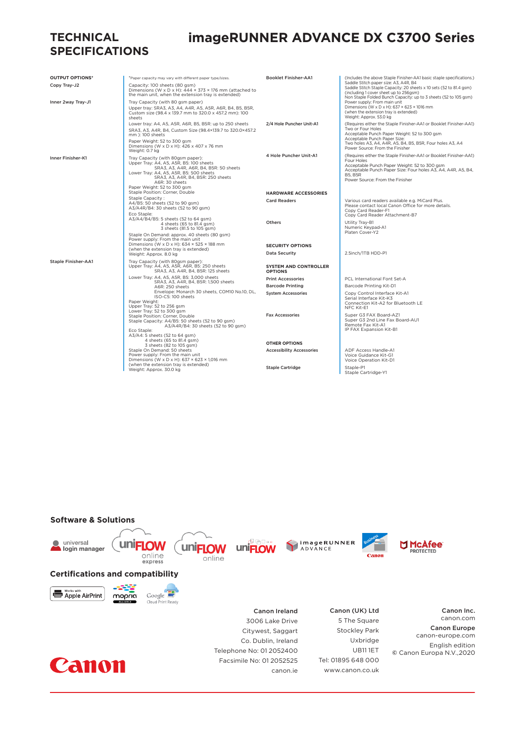# TECHNICAL SPECIFICATIONS

# imageRUNNER ADVANCE DX C3700 Series

**OUTPUT OPTIONS***

*Paper capacity may vary with different paper type/sizes.

**Copy Tray-J2**

Capacity: 100 sheets (80 gsm)
Dimensions (W x D x H): 444 × 373 × 176 mm (attached to the main unit, when the extension tray is extended)

**Inner 2way Tray-J1**

Tray Capacity (with 80 gsm paper)
Upper tray: SRA3, A3, A4, A4R, A5, A5R, A6R, B4, B5, B5R, Custom size (98.4 × 139.7 mm to 320.0 × 457.2 mm): 100 sheets
Lower tray: A4, A5, A5R, A6R, B5, B5R: up to 250 sheets
SRA3, A3, A4R, B4, Custom Size (98.4×139.7 to 320.0×457.2 mm ): 100 sheets
Paper Weight: 52 to 300 gsm
Dimensions (W x D x H): 426 x 407 x 76 mm
Weight: 0.7 kg

**Inner Finisher-K1**

Tray Capacity (with 80gsm paper):
Upper Tray: A4, A5, A5R, B5: 100 sheets
SRA3, A3, A4R, A6R, B4, B5R: 50 sheets
Lower Tray: A4, A5, A5R, B5: 500 sheets
SRA3, A3, A4R, B4, B5R: 250 sheets
A6R: 30 sheets
Paper Weight: 52 to 300 gsm
Staple Position: Corner, Double
Staple Capacity :
A4/B5: 50 sheets (52 to 90 gsm)
A3/A4R/B4: 30 sheets (52 to 90 gsm)
Eco Staple:
A3/A4/B4/B5: 5 sheets (52 to 64 gsm)
4 sheets (65 to 81.4 gsm)
3 sheets (81.5 to 105 gsm)
Staple On Demand: approx. 40 sheets (80 gsm)
Power supply: From the main unit
Dimensions (W x D x H): 634 × 525 × 188 mm
(when the extension tray is extended)
Weight: Approx. 8.0 kg

**Staple Finisher-AA1**

Tray Capacity (with 80gsm paper):
Upper Tray: A4, A5, A5R, A6R, B5: 250 sheets
SRA3, A3, A4R, B4, B5R: 125 sheets
Lower Tray: A4, A5, A5R, B5: 3,000 sheets
SRA3, A3, A4R, B4, B5R: 1,500 sheets
A6R: 250 sheets
Envelope: Monarch 30 sheets, COM10 No.10, DL, ISO-C5: 100 sheets
Paper Weight:
Upper Tray: 52 to 256 gsm
Lower Tray: 52 to 300 gsm
Staple Position: Corner, Double
Staple Capacity: A4/B5: 50 sheets (52 to 90 gsm)
A3/A4R/B4: 30 sheets (52 to 90 gsm)
Eco Staple:
A3/A4: 5 sheets (52 to 64 gsm)
4 sheets (65 to 81.4 gsm)
3 sheets (82 to 105 gsm)
Staple On Demand: 50 sheets
Power supply: From the main unit
Dimensions (W x D x H): 637 × 623 × 1,016 mm
(when the extension tray is extended)
Weight: Approx. 30.0 kg

**Booklet Finisher-AA1**

(Includes the above Staple Finisher-AA1 basic staple specifications.)
Saddle Stitch paper size: A3, A4R, B4
Saddle Stitch Staple Capacity: 20 sheets x 10 sets (52 to 81.4 gsm)
(including 1 cover sheet up to 256gsm)
Non Staple Folded Bunch Capacity: up to 3 sheets (52 to 105 gsm)
Power supply: From main unit
Dimensions (W x D x H): 637 × 623 × 1016 mm
(when the extension tray is extended)
Weight: Approx. 53.0 kg

**2/4 Hole Puncher Unit-A1**

(Requires either the Staple Finisher-AA1 or Booklet Finisher-AA1)
Two or Four Holes
Acceptable Punch Paper Weight: 52 to 300 gsm
Acceptable Punch Paper Size:
Two holes A3, A4, A4R, A5, B4, B5, B5R, Four holes A3, A4
Power Source: From the Finisher

**4 Hole Puncher Unit-A1**

(Requires either the Staple Finisher-AA1 or Booklet Finisher-AA1)
Four Holes
Acceptable Punch Paper Weight: 52 to 300 gsm
Acceptable Punch Paper Size: Four holes A3, A4, A4R, A5, B4, B5, B5R
Power Source: From the Finisher

**HARDWARE ACCESSORIES**

**Card Readers**

Various card readers available e.g. MiCard Plus.
Please contact local Canon Office for more details.
Copy Card Reader-F1
Copy Card Reader Attachment-B7

**Others**

Utility Tray-B1
Numeric Keypad-A1
Platen Cover-Y2

**SECURITY OPTIONS**

**Data Security**

2.5inch/1TB HDD-P1

**SYSTEM AND CONTROLLER OPTIONS**

**Print Accessories**

PCL International Font Set-A

**Barcode Printing**

Barcode Printing Kit-D1

**System Accessories**

Copy Control Interface Kit-A1
Serial Interface Kit-K3
Connection Kit-A2 for Bluetooth LE
NFC Kit-E1

**Fax Accessories**

Super G3 FAX Board-AZ1
Super G3 2nd Line Fax Board-AU1
Remote Fax Kit-A1
IP FAX Expansion Kit-B1

**OTHER OPTIONS**

**Accessibility Accessories**

ADF Access Handle-A1
Voice Guidance Kit-G1
Voice Operation Kit-D1

**Staple Cartridge**

Staple-P1
Staple Cartridge-Y1

## Software & Solutions

universal login manager
uniFLOW online express
uniFLOW online
uniFLOW
imageRUNNER ADVANCE
Business Canon
McAfee PROTECTED

## Certifications and compatibility

Works with Apple AirPrint
mopria ALLIANCE
Google Cloud Print Ready

**Canon Ireland**
3006 Lake Drive
Citywest, Saggart
Co. Dublin, Ireland
Telephone No: 01 2052400
Facsimile No: 01 2052525
canon.ie

**Canon (UK) Ltd**
5 The Square
Stockley Park
Uxbridge
UB11 1ET
Tel: 01895 648 000
www.canon.co.uk

**Canon Inc.**
canon.com

**Canon Europe**
canon-europe.com

English edition
© Canon Europa N.V.,2020

Canon